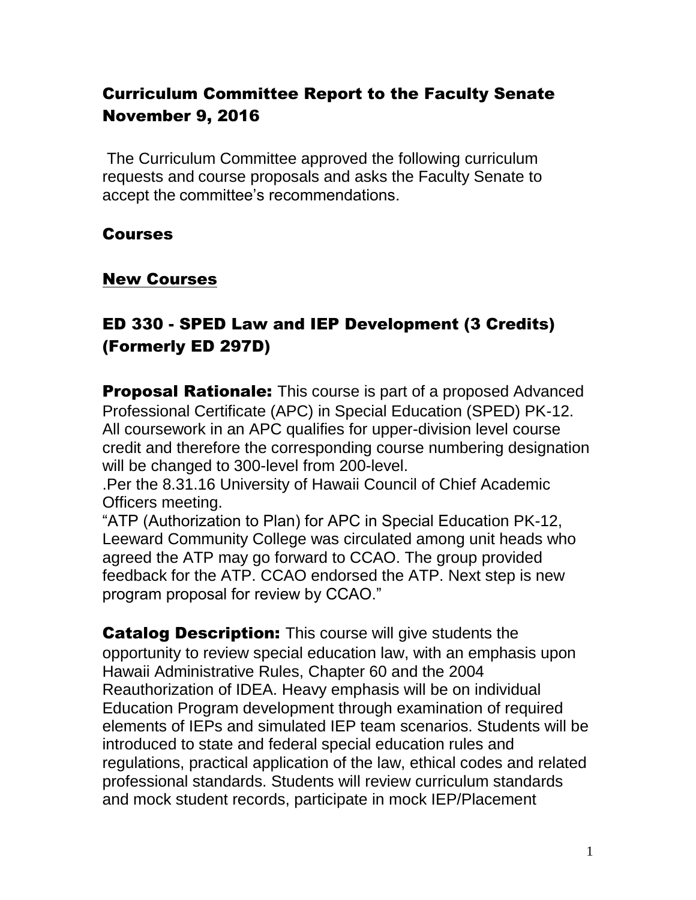# Curriculum Committee Report to the Faculty Senate November 9, 2016

The Curriculum Committee approved the following curriculum requests and course proposals and asks the Faculty Senate to accept the committee's recommendations.

## Courses

### New Courses

### ED 330 - SPED Law and IEP Development (3 Credits) (Formerly ED 297D)

**Proposal Rationale:** This course is part of a proposed Advanced Professional Certificate (APC) in Special Education (SPED) PK-12. All coursework in an APC qualifies for upper-division level course credit and therefore the corresponding course numbering designation will be changed to 300-level from 200-level.

.Per the 8.31.16 University of Hawaii Council of Chief Academic Officers meeting.

"ATP (Authorization to Plan) for APC in Special Education PK-12, Leeward Community College was circulated among unit heads who agreed the ATP may go forward to CCAO. The group provided feedback for the ATP. CCAO endorsed the ATP. Next step is new program proposal for review by CCAO."

**Catalog Description:** This course will give students the opportunity to review special education law, with an emphasis upon Hawaii Administrative Rules, Chapter 60 and the 2004 Reauthorization of IDEA. Heavy emphasis will be on individual Education Program development through examination of required elements of IEPs and simulated IEP team scenarios. Students will be introduced to state and federal special education rules and regulations, practical application of the law, ethical codes and related professional standards. Students will review curriculum standards and mock student records, participate in mock IEP/Placement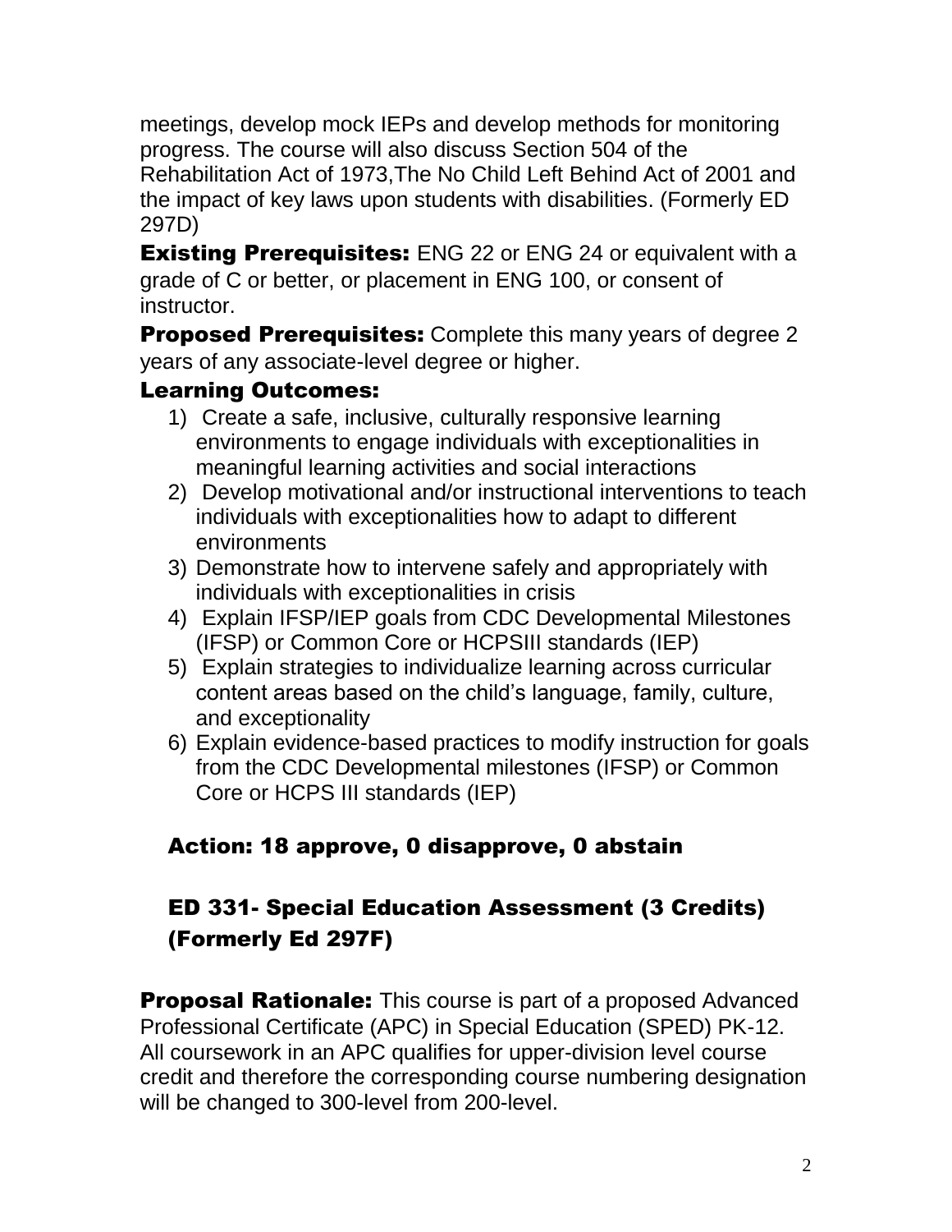meetings, develop mock IEPs and develop methods for monitoring progress. The course will also discuss Section 504 of the Rehabilitation Act of 1973,The No Child Left Behind Act of 2001 and the impact of key laws upon students with disabilities. (Formerly ED 297D)

**Existing Prerequisites:** ENG 22 or ENG 24 or equivalent with a grade of C or better, or placement in ENG 100, or consent of instructor.

**Proposed Prerequisites:** Complete this many years of degree 2 years of any associate-level degree or higher.

**Learning Outcomes:**

1) Create a safe, inclusive, culturally responsive learning environments to engage individuals with exceptionalities in meaningful learning activities and social interactions
2) Develop motivational and/or instructional interventions to teach individuals with exceptionalities how to adapt to different environments
3) Demonstrate how to intervene safely and appropriately with individuals with exceptionalities in crisis
4) Explain IFSP/IEP goals from CDC Developmental Milestones (IFSP) or Common Core or HCPSIII standards (IEP)
5) Explain strategies to individualize learning across curricular content areas based on the child's language, family, culture, and exceptionality
6) Explain evidence-based practices to modify instruction for goals from the CDC Developmental milestones (IFSP) or Common Core or HCPS III standards (IEP)

**Action: 18 approve, 0 disapprove, 0 abstain**

## ED 331- Special Education Assessment (3 Credits) (Formerly Ed 297F)

**Proposal Rationale:** This course is part of a proposed Advanced Professional Certificate (APC) in Special Education (SPED) PK-12. All coursework in an APC qualifies for upper-division level course credit and therefore the corresponding course numbering designation will be changed to 300-level from 200-level.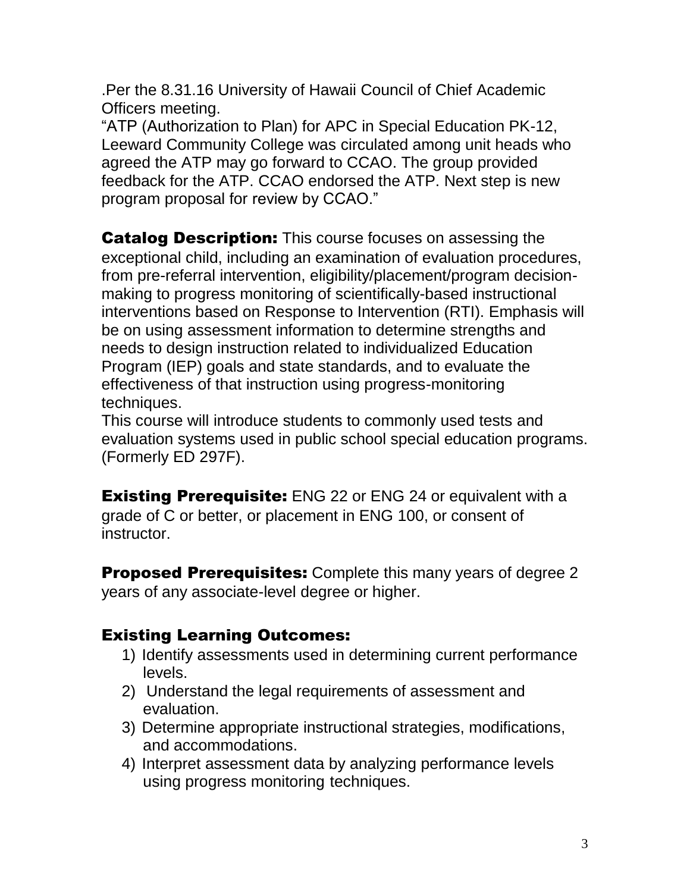.Per the 8.31.16 University of Hawaii Council of Chief Academic Officers meeting.

"ATP (Authorization to Plan) for APC in Special Education PK-12, Leeward Community College was circulated among unit heads who agreed the ATP may go forward to CCAO. The group provided feedback for the ATP. CCAO endorsed the ATP. Next step is new program proposal for review by CCAO."

**Catalog Description:** This course focuses on assessing the exceptional child, including an examination of evaluation procedures, from pre-referral intervention, eligibility/placement/program decision-making to progress monitoring of scientifically-based instructional interventions based on Response to Intervention (RTI). Emphasis will be on using assessment information to determine strengths and needs to design instruction related to individualized Education Program (IEP) goals and state standards, and to evaluate the effectiveness of that instruction using progress-monitoring techniques.

This course will introduce students to commonly used tests and evaluation systems used in public school special education programs. (Formerly ED 297F).

**Existing Prerequisite:** ENG 22 or ENG 24 or equivalent with a grade of C or better, or placement in ENG 100, or consent of instructor.

**Proposed Prerequisites:** Complete this many years of degree 2 years of any associate-level degree or higher.

## Existing Learning Outcomes:

1) Identify assessments used in determining current performance levels.
2) Understand the legal requirements of assessment and evaluation.
3) Determine appropriate instructional strategies, modifications, and accommodations.
4) Interpret assessment data by analyzing performance levels using progress monitoring techniques.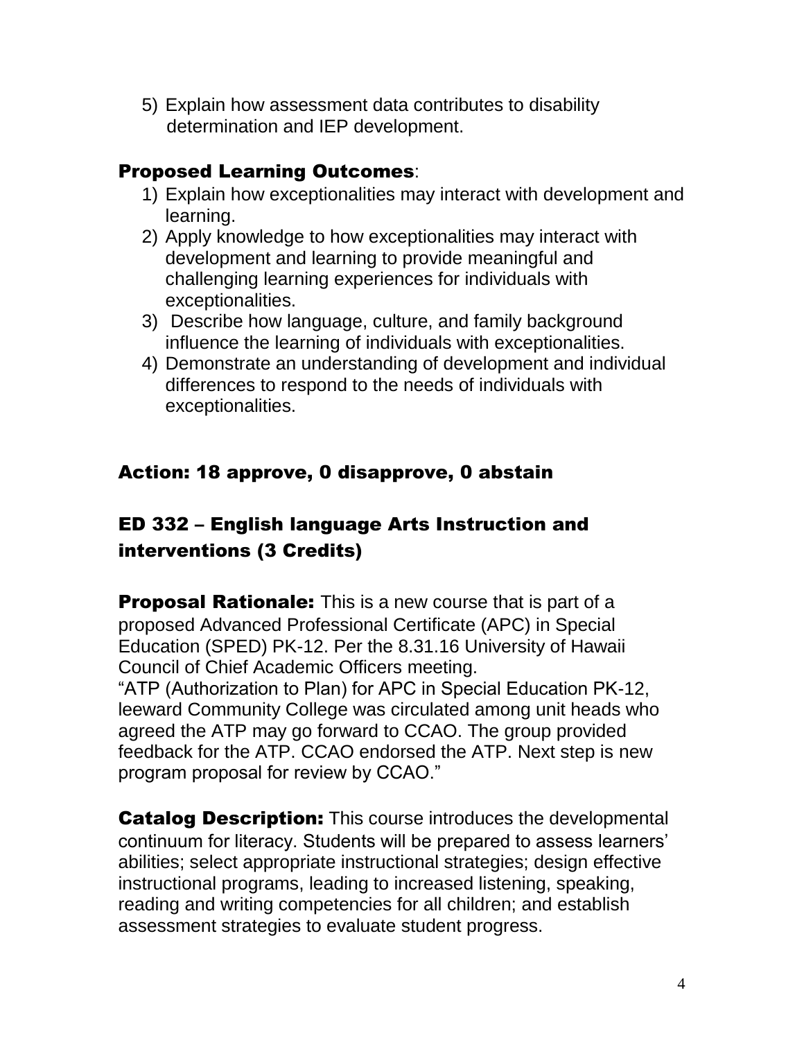5) Explain how assessment data contributes to disability determination and IEP development.

### Proposed Learning Outcomes:

1) Explain how exceptionalities may interact with development and learning.
2) Apply knowledge to how exceptionalities may interact with development and learning to provide meaningful and challenging learning experiences for individuals with exceptionalities.
3) Describe how language, culture, and family background influence the learning of individuals with exceptionalities.
4) Demonstrate an understanding of development and individual differences to respond to the needs of individuals with exceptionalities.

### Action: 18 approve, 0 disapprove, 0 abstain

## ED 332 – English language Arts Instruction and interventions (3 Credits)

**Proposal Rationale:** This is a new course that is part of a proposed Advanced Professional Certificate (APC) in Special Education (SPED) PK-12. Per the 8.31.16 University of Hawaii Council of Chief Academic Officers meeting.
"ATP (Authorization to Plan) for APC in Special Education PK-12, leeward Community College was circulated among unit heads who agreed the ATP may go forward to CCAO. The group provided feedback for the ATP. CCAO endorsed the ATP. Next step is new program proposal for review by CCAO."

**Catalog Description:** This course introduces the developmental continuum for literacy. Students will be prepared to assess learners' abilities; select appropriate instructional strategies; design effective instructional programs, leading to increased listening, speaking, reading and writing competencies for all children; and establish assessment strategies to evaluate student progress.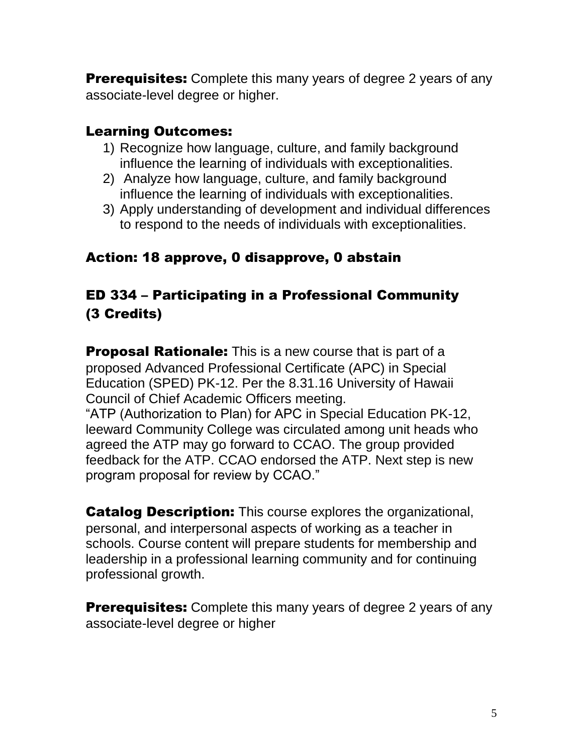**Prerequisites:** Complete this many years of degree 2 years of any associate-level degree or higher.

### Learning Outcomes:

1) Recognize how language, culture, and family background influence the learning of individuals with exceptionalities.
2) Analyze how language, culture, and family background influence the learning of individuals with exceptionalities.
3) Apply understanding of development and individual differences to respond to the needs of individuals with exceptionalities.

### Action: 18 approve, 0 disapprove, 0 abstain

## ED 334 – Participating in a Professional Community (3 Credits)

**Proposal Rationale:** This is a new course that is part of a proposed Advanced Professional Certificate (APC) in Special Education (SPED) PK-12. Per the 8.31.16 University of Hawaii Council of Chief Academic Officers meeting.
"ATP (Authorization to Plan) for APC in Special Education PK-12, leeward Community College was circulated among unit heads who agreed the ATP may go forward to CCAO. The group provided feedback for the ATP. CCAO endorsed the ATP. Next step is new program proposal for review by CCAO."

**Catalog Description:** This course explores the organizational, personal, and interpersonal aspects of working as a teacher in schools. Course content will prepare students for membership and leadership in a professional learning community and for continuing professional growth.

**Prerequisites:** Complete this many years of degree 2 years of any associate-level degree or higher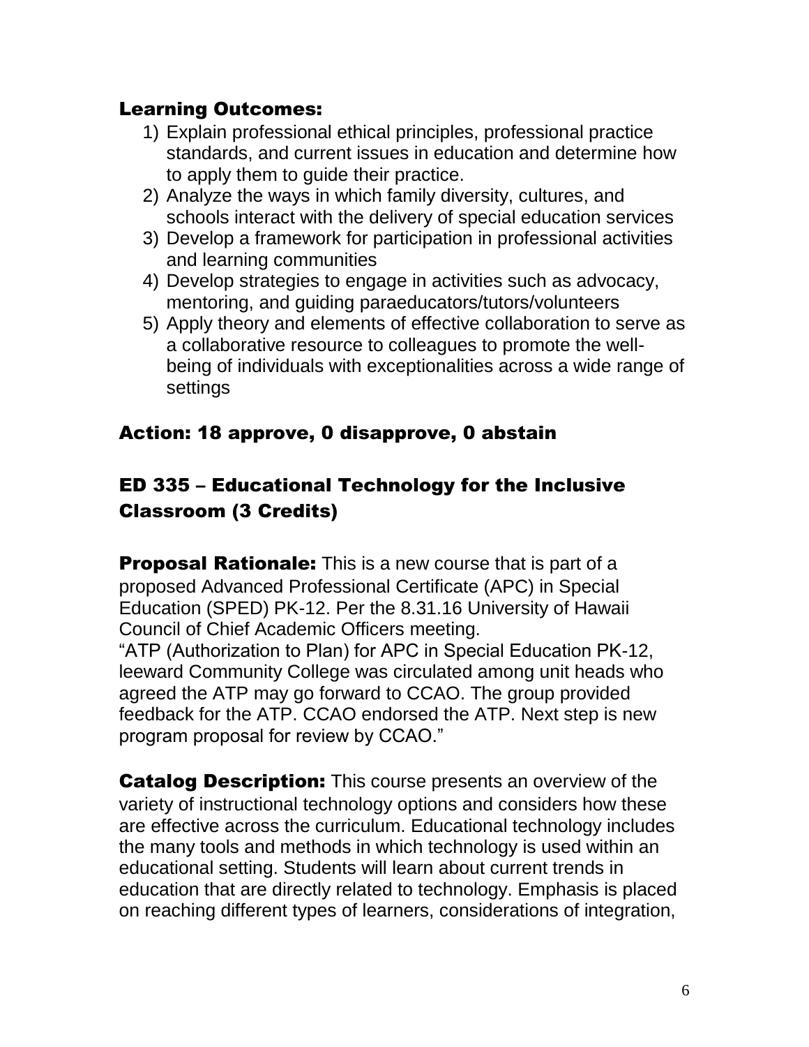### Learning Outcomes:

1) Explain professional ethical principles, professional practice standards, and current issues in education and determine how to apply them to guide their practice.
2) Analyze the ways in which family diversity, cultures, and schools interact with the delivery of special education services
3) Develop a framework for participation in professional activities and learning communities
4) Develop strategies to engage in activities such as advocacy, mentoring, and guiding paraeducators/tutors/volunteers
5) Apply theory and elements of effective collaboration to serve as a collaborative resource to colleagues to promote the well-being of individuals with exceptionalities across a wide range of settings

### Action: 18 approve, 0 disapprove, 0 abstain

## ED 335 – Educational Technology for the Inclusive Classroom (3 Credits)

**Proposal Rationale:** This is a new course that is part of a proposed Advanced Professional Certificate (APC) in Special Education (SPED) PK-12. Per the 8.31.16 University of Hawaii Council of Chief Academic Officers meeting.
"ATP (Authorization to Plan) for APC in Special Education PK-12, leeward Community College was circulated among unit heads who agreed the ATP may go forward to CCAO. The group provided feedback for the ATP. CCAO endorsed the ATP. Next step is new program proposal for review by CCAO."

**Catalog Description:** This course presents an overview of the variety of instructional technology options and considers how these are effective across the curriculum. Educational technology includes the many tools and methods in which technology is used within an educational setting. Students will learn about current trends in education that are directly related to technology. Emphasis is placed on reaching different types of learners, considerations of integration,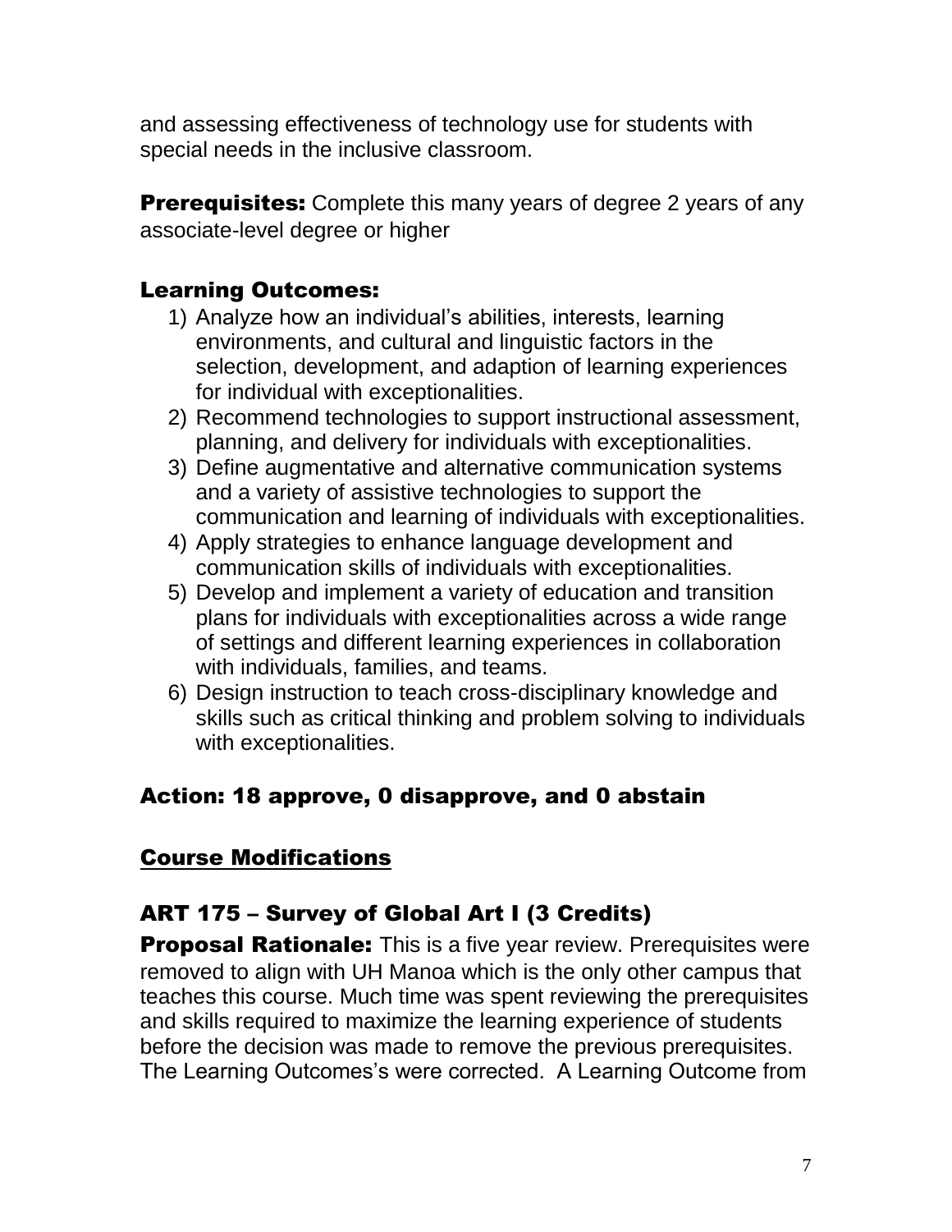and assessing effectiveness of technology use for students with special needs in the inclusive classroom.

**Prerequisites:** Complete this many years of degree 2 years of any associate-level degree or higher

### Learning Outcomes:

1) Analyze how an individual's abilities, interests, learning environments, and cultural and linguistic factors in the selection, development, and adaption of learning experiences for individual with exceptionalities.
2) Recommend technologies to support instructional assessment, planning, and delivery for individuals with exceptionalities.
3) Define augmentative and alternative communication systems and a variety of assistive technologies to support the communication and learning of individuals with exceptionalities.
4) Apply strategies to enhance language development and communication skills of individuals with exceptionalities.
5) Develop and implement a variety of education and transition plans for individuals with exceptionalities across a wide range of settings and different learning experiences in collaboration with individuals, families, and teams.
6) Design instruction to teach cross-disciplinary knowledge and skills such as critical thinking and problem solving to individuals with exceptionalities.

### Action: 18 approve, 0 disapprove, and 0 abstain

## Course Modifications

### ART 175 – Survey of Global Art I (3 Credits)

**Proposal Rationale:** This is a five year review. Prerequisites were removed to align with UH Manoa which is the only other campus that teaches this course. Much time was spent reviewing the prerequisites and skills required to maximize the learning experience of students before the decision was made to remove the previous prerequisites. The Learning Outcomes's were corrected. A Learning Outcome from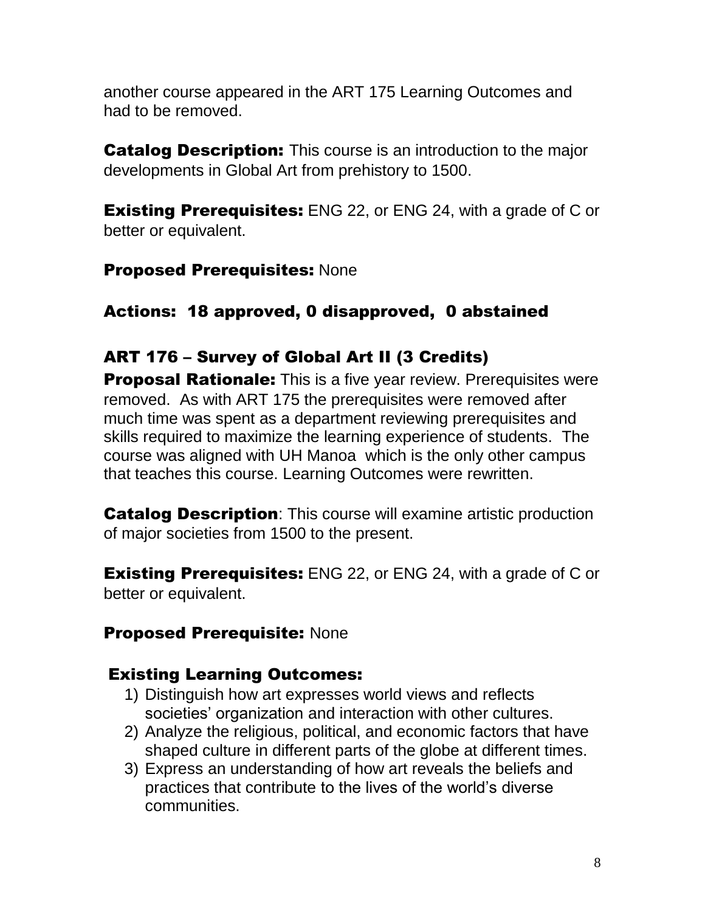another course appeared in the ART 175 Learning Outcomes and had to be removed.

**Catalog Description:** This course is an introduction to the major developments in Global Art from prehistory to 1500.

**Existing Prerequisites:** ENG 22, or ENG 24, with a grade of C or better or equivalent.

**Proposed Prerequisites:** None

**Actions: 18 approved, 0 disapproved, 0 abstained**

## ART 176 – Survey of Global Art II (3 Credits)

**Proposal Rationale:** This is a five year review. Prerequisites were removed. As with ART 175 the prerequisites were removed after much time was spent as a department reviewing prerequisites and skills required to maximize the learning experience of students. The course was aligned with UH Manoa which is the only other campus that teaches this course. Learning Outcomes were rewritten.

**Catalog Description**: This course will examine artistic production of major societies from 1500 to the present.

**Existing Prerequisites:** ENG 22, or ENG 24, with a grade of C or better or equivalent.

**Proposed Prerequisite:** None

**Existing Learning Outcomes:**

1) Distinguish how art expresses world views and reflects societies' organization and interaction with other cultures.
2) Analyze the religious, political, and economic factors that have shaped culture in different parts of the globe at different times.
3) Express an understanding of how art reveals the beliefs and practices that contribute to the lives of the world's diverse communities.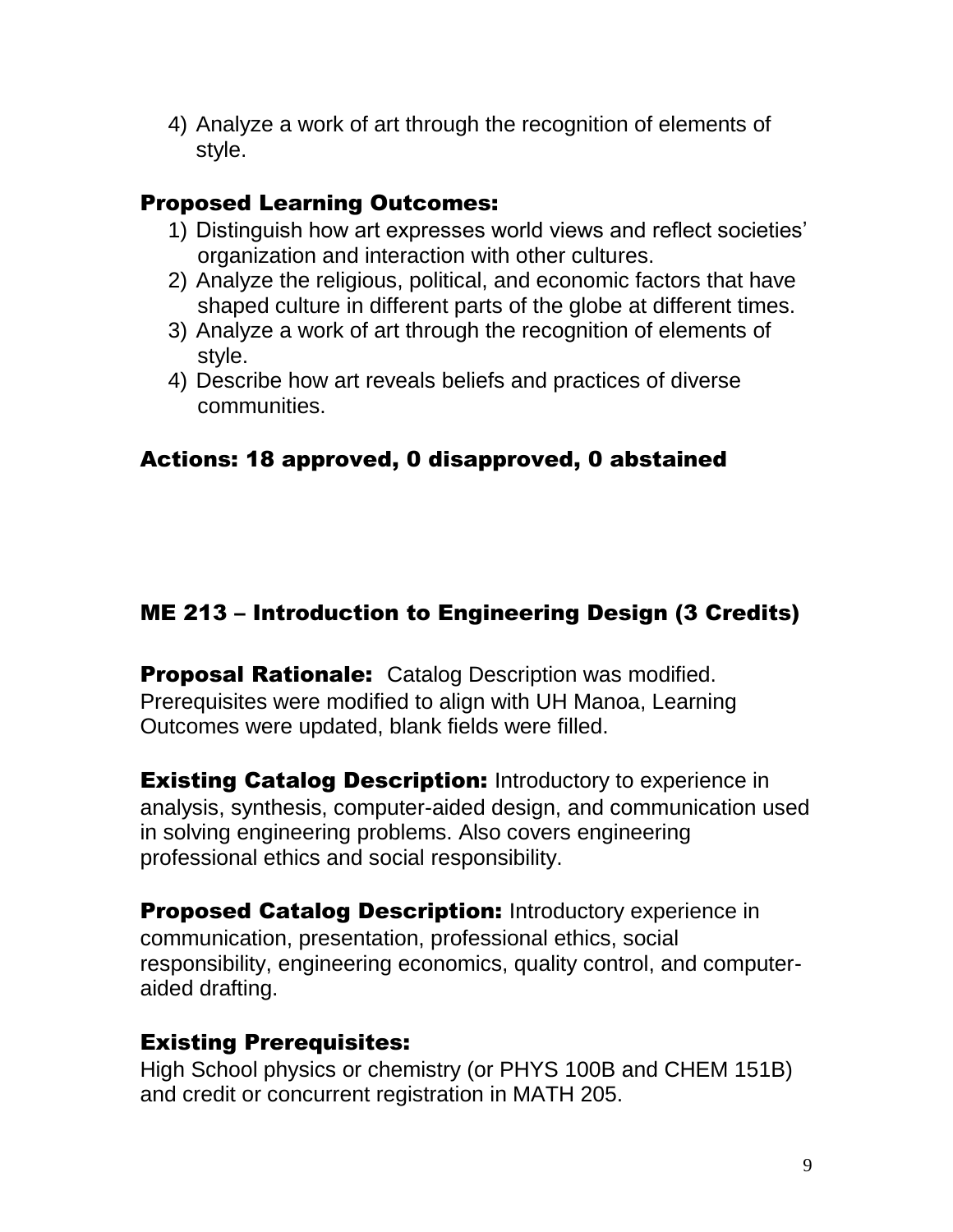4) Analyze a work of art through the recognition of elements of style.

### Proposed Learning Outcomes:

1) Distinguish how art expresses world views and reflect societies' organization and interaction with other cultures.
2) Analyze the religious, political, and economic factors that have shaped culture in different parts of the globe at different times.
3) Analyze a work of art through the recognition of elements of style.
4) Describe how art reveals beliefs and practices of diverse communities.

### Actions: 18 approved, 0 disapproved, 0 abstained

## ME 213 – Introduction to Engineering Design (3 Credits)

**Proposal Rationale:** Catalog Description was modified. Prerequisites were modified to align with UH Manoa, Learning Outcomes were updated, blank fields were filled.

**Existing Catalog Description:** Introductory to experience in analysis, synthesis, computer-aided design, and communication used in solving engineering problems. Also covers engineering professional ethics and social responsibility.

**Proposed Catalog Description:** Introductory experience in communication, presentation, professional ethics, social responsibility, engineering economics, quality control, and computer-aided drafting.

### Existing Prerequisites:

High School physics or chemistry (or PHYS 100B and CHEM 151B) and credit or concurrent registration in MATH 205.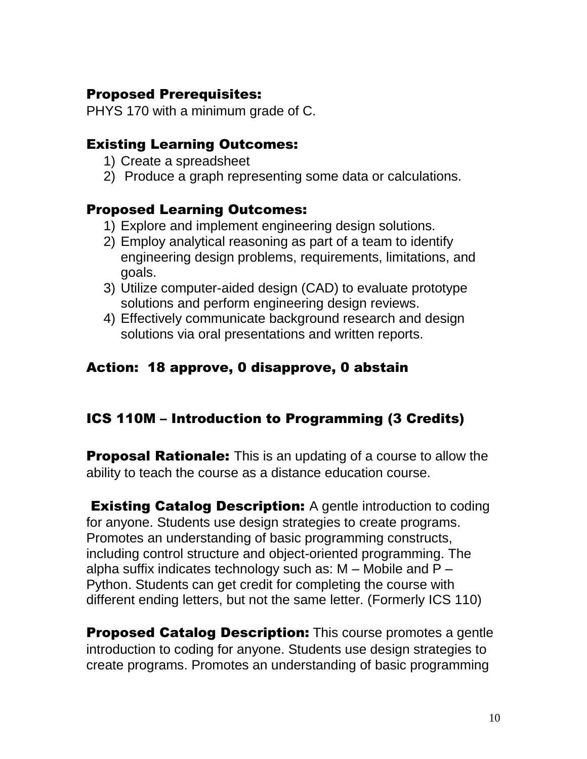### Proposed Prerequisites:

PHYS 170 with a minimum grade of C.

### Existing Learning Outcomes:

1) Create a spreadsheet
2) Produce a graph representing some data or calculations.

### Proposed Learning Outcomes:

1) Explore and implement engineering design solutions.
2) Employ analytical reasoning as part of a team to identify engineering design problems, requirements, limitations, and goals.
3) Utilize computer-aided design (CAD) to evaluate prototype solutions and perform engineering design reviews.
4) Effectively communicate background research and design solutions via oral presentations and written reports.

### Action: 18 approve, 0 disapprove, 0 abstain

## ICS 110M – Introduction to Programming (3 Credits)

**Proposal Rationale:** This is an updating of a course to allow the ability to teach the course as a distance education course.

**Existing Catalog Description:** A gentle introduction to coding for anyone. Students use design strategies to create programs. Promotes an understanding of basic programming constructs, including control structure and object-oriented programming. The alpha suffix indicates technology such as: M – Mobile and P – Python. Students can get credit for completing the course with different ending letters, but not the same letter. (Formerly ICS 110)

**Proposed Catalog Description:** This course promotes a gentle introduction to coding for anyone. Students use design strategies to create programs. Promotes an understanding of basic programming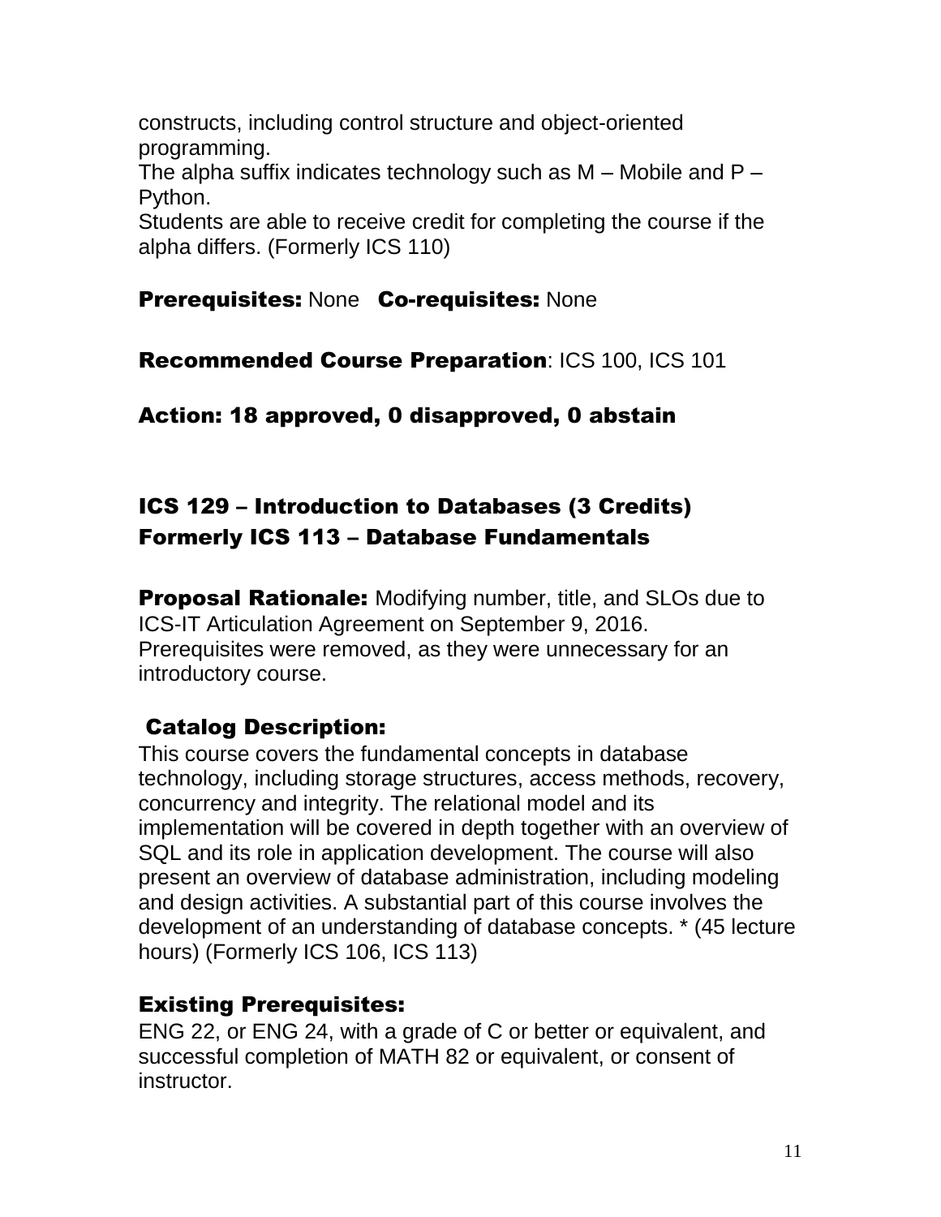constructs, including control structure and object-oriented programming.
The alpha suffix indicates technology such as M – Mobile and P – Python.
Students are able to receive credit for completing the course if the alpha differs. (Formerly ICS 110)

**Prerequisites:** None **Co-requisites:** None

**Recommended Course Preparation**: ICS 100, ICS 101

**Action: 18 approved, 0 disapproved, 0 abstain**

## ICS 129 – Introduction to Databases (3 Credits)
## Formerly ICS 113 – Database Fundamentals

**Proposal Rationale:** Modifying number, title, and SLOs due to ICS-IT Articulation Agreement on September 9, 2016. Prerequisites were removed, as they were unnecessary for an introductory course.

**Catalog Description:**
This course covers the fundamental concepts in database technology, including storage structures, access methods, recovery, concurrency and integrity. The relational model and its implementation will be covered in depth together with an overview of SQL and its role in application development. The course will also present an overview of database administration, including modeling and design activities. A substantial part of this course involves the development of an understanding of database concepts. * (45 lecture hours) (Formerly ICS 106, ICS 113)

**Existing Prerequisites:**
ENG 22, or ENG 24, with a grade of C or better or equivalent, and successful completion of MATH 82 or equivalent, or consent of instructor.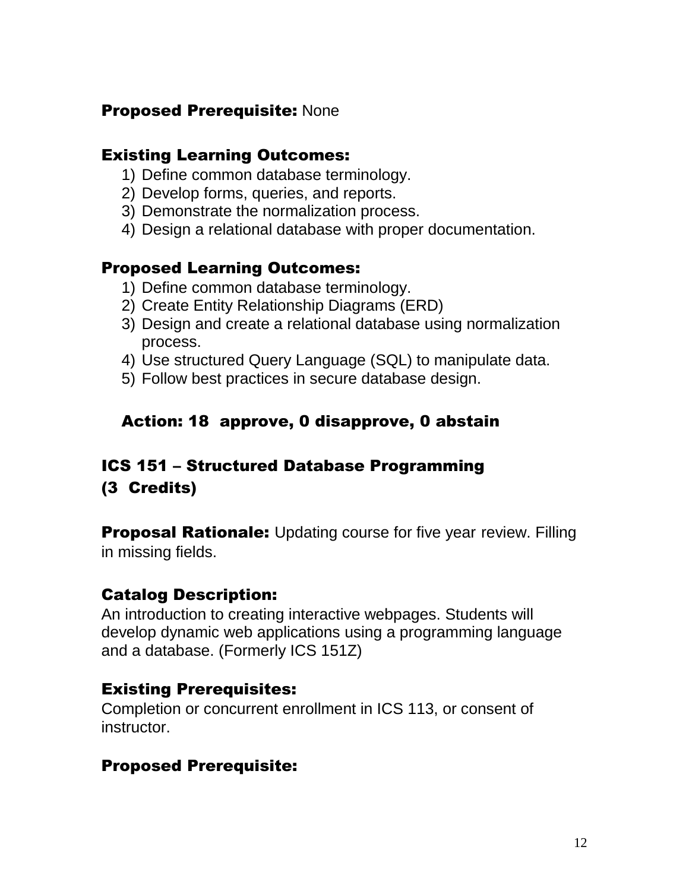**Proposed Prerequisite:** None

### Existing Learning Outcomes:

1) Define common database terminology.
2) Develop forms, queries, and reports.
3) Demonstrate the normalization process.
4) Design a relational database with proper documentation.

### Proposed Learning Outcomes:

1) Define common database terminology.
2) Create Entity Relationship Diagrams (ERD)
3) Design and create a relational database using normalization process.
4) Use structured Query Language (SQL) to manipulate data.
5) Follow best practices in secure database design.

### Action: 18 approve, 0 disapprove, 0 abstain

## ICS 151 – Structured Database Programming (3 Credits)

**Proposal Rationale:** Updating course for five year review. Filling in missing fields.

### Catalog Description:

An introduction to creating interactive webpages. Students will develop dynamic web applications using a programming language and a database. (Formerly ICS 151Z)

### Existing Prerequisites:

Completion or concurrent enrollment in ICS 113, or consent of instructor.

### Proposed Prerequisite: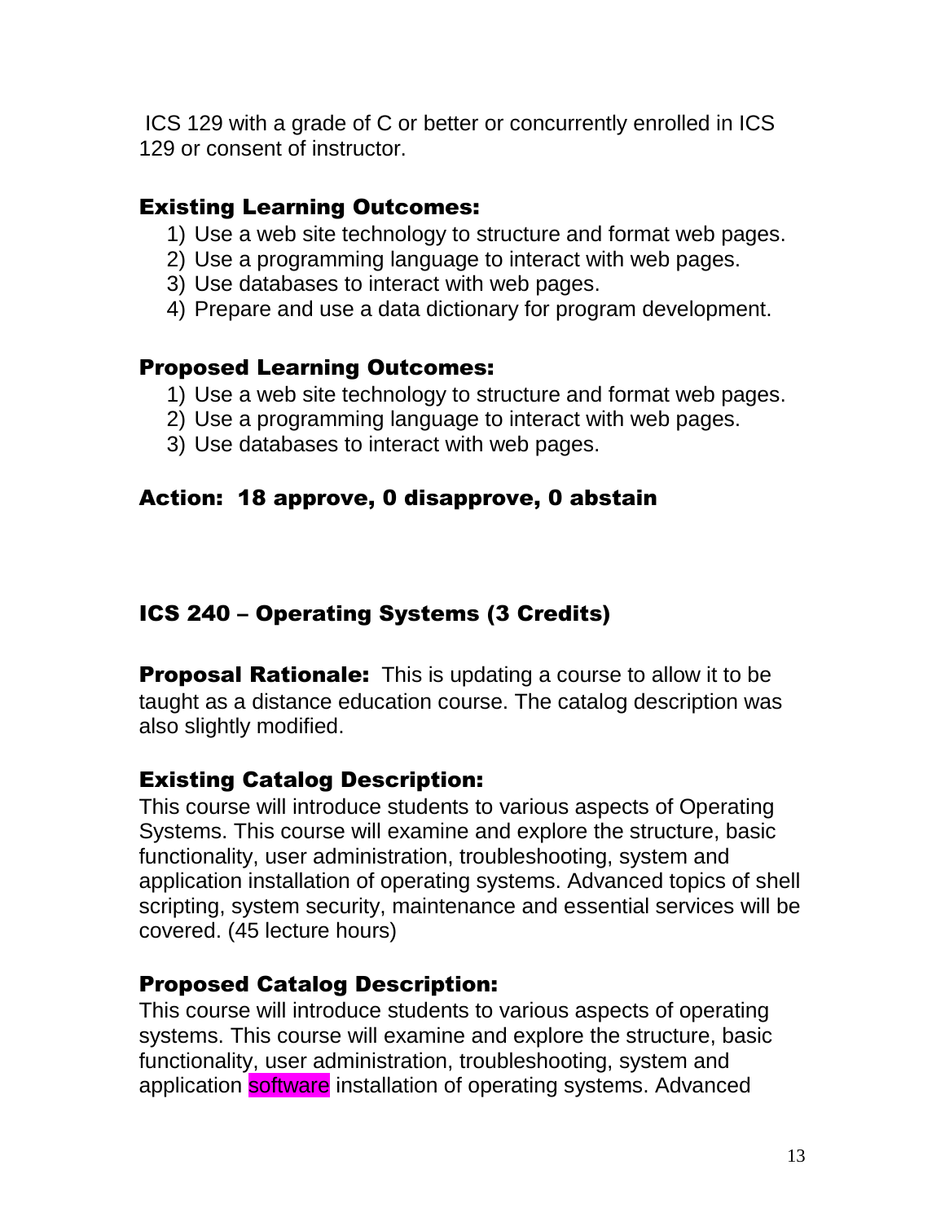ICS 129 with a grade of C or better or concurrently enrolled in ICS 129 or consent of instructor.

### Existing Learning Outcomes:

1) Use a web site technology to structure and format web pages.
2) Use a programming language to interact with web pages.
3) Use databases to interact with web pages.
4) Prepare and use a data dictionary for program development.

### Proposed Learning Outcomes:

1) Use a web site technology to structure and format web pages.
2) Use a programming language to interact with web pages.
3) Use databases to interact with web pages.

### Action: 18 approve, 0 disapprove, 0 abstain

## ICS 240 – Operating Systems (3 Credits)

**Proposal Rationale:** This is updating a course to allow it to be taught as a distance education course. The catalog description was also slightly modified.

### Existing Catalog Description:

This course will introduce students to various aspects of Operating Systems. This course will examine and explore the structure, basic functionality, user administration, troubleshooting, system and application installation of operating systems. Advanced topics of shell scripting, system security, maintenance and essential services will be covered. (45 lecture hours)

### Proposed Catalog Description:

This course will introduce students to various aspects of operating systems. This course will examine and explore the structure, basic functionality, user administration, troubleshooting, system and application software installation of operating systems. Advanced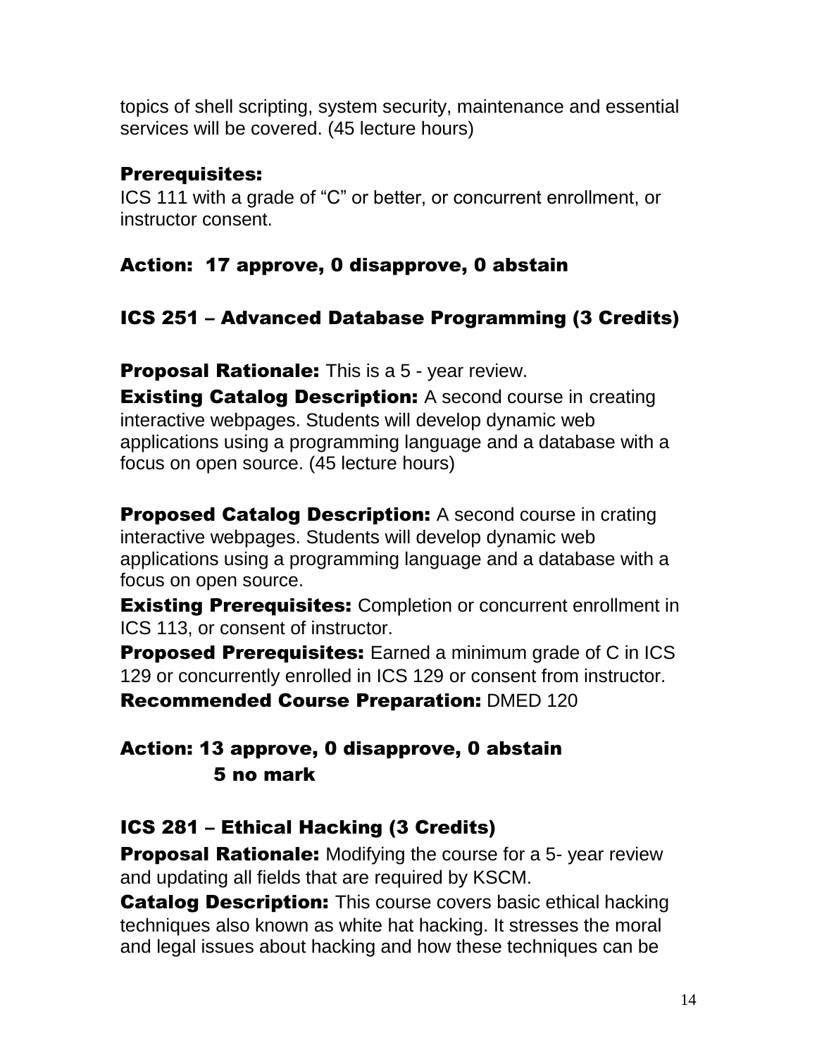topics of shell scripting, system security, maintenance and essential services will be covered. (45 lecture hours)

**Prerequisites:**
ICS 111 with a grade of “C” or better, or concurrent enrollment, or instructor consent.

**Action: 17 approve, 0 disapprove, 0 abstain**

## ICS 251 – Advanced Database Programming (3 Credits)

**Proposal Rationale:** This is a 5 - year review.

**Existing Catalog Description:** A second course in creating interactive webpages. Students will develop dynamic web applications using a programming language and a database with a focus on open source. (45 lecture hours)

**Proposed Catalog Description:** A second course in crating interactive webpages. Students will develop dynamic web applications using a programming language and a database with a focus on open source.

**Existing Prerequisites:** Completion or concurrent enrollment in ICS 113, or consent of instructor.

**Proposed Prerequisites:** Earned a minimum grade of C in ICS 129 or concurrently enrolled in ICS 129 or consent from instructor.

**Recommended Course Preparation:** DMED 120

**Action: 13 approve, 0 disapprove, 0 abstain**
**5 no mark**

## ICS 281 – Ethical Hacking (3 Credits)

**Proposal Rationale:** Modifying the course for a 5- year review and updating all fields that are required by KSCM.

**Catalog Description:** This course covers basic ethical hacking techniques also known as white hat hacking. It stresses the moral and legal issues about hacking and how these techniques can be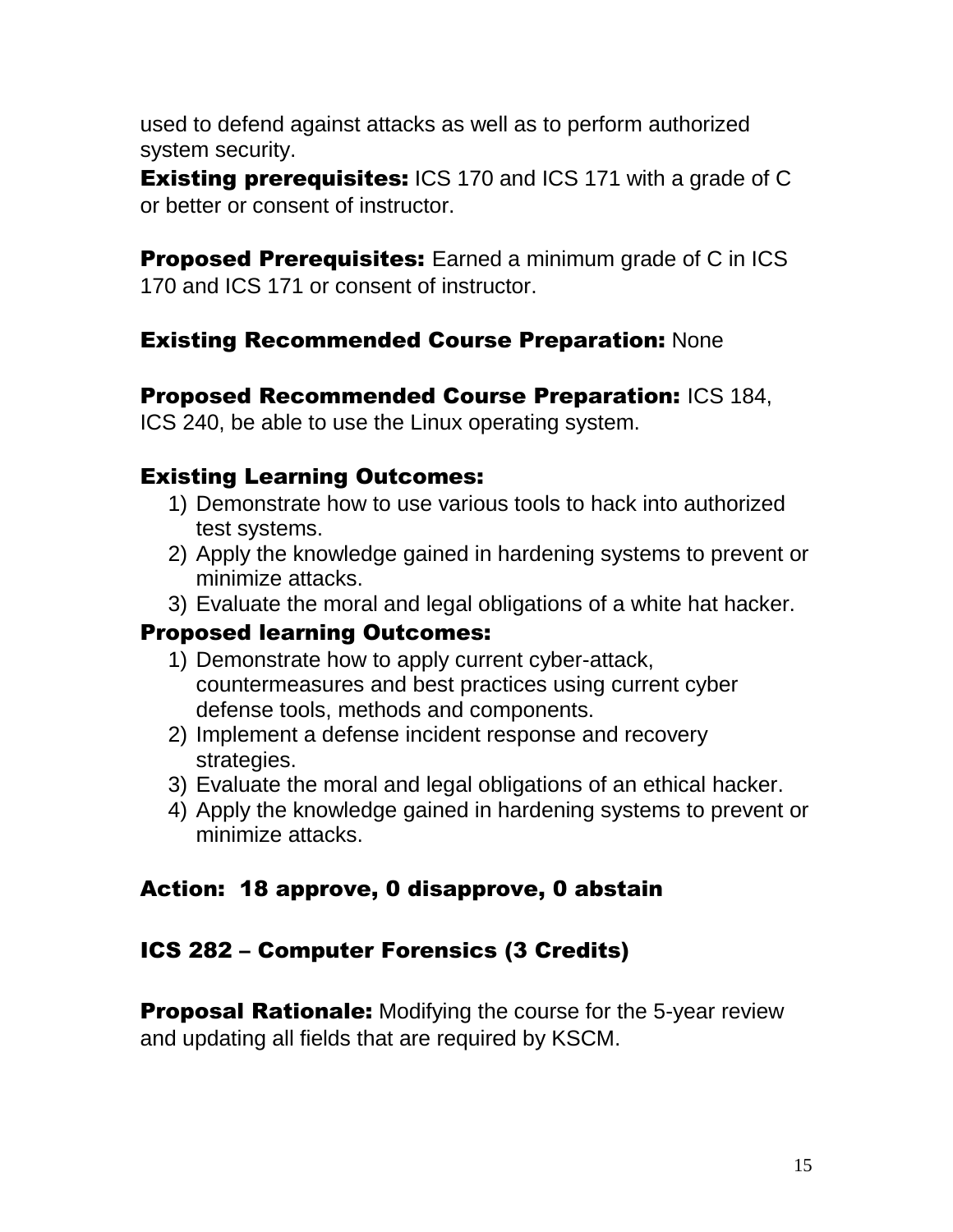used to defend against attacks as well as to perform authorized system security.

**Existing prerequisites:** ICS 170 and ICS 171 with a grade of C or better or consent of instructor.

**Proposed Prerequisites:** Earned a minimum grade of C in ICS 170 and ICS 171 or consent of instructor.

**Existing Recommended Course Preparation:** None

**Proposed Recommended Course Preparation:** ICS 184, ICS 240, be able to use the Linux operating system.

**Existing Learning Outcomes:**

1) Demonstrate how to use various tools to hack into authorized test systems.
2) Apply the knowledge gained in hardening systems to prevent or minimize attacks.
3) Evaluate the moral and legal obligations of a white hat hacker.

**Proposed learning Outcomes:**

1) Demonstrate how to apply current cyber-attack, countermeasures and best practices using current cyber defense tools, methods and components.
2) Implement a defense incident response and recovery strategies.
3) Evaluate the moral and legal obligations of an ethical hacker.
4) Apply the knowledge gained in hardening systems to prevent or minimize attacks.

**Action: 18 approve, 0 disapprove, 0 abstain**

## ICS 282 – Computer Forensics (3 Credits)

**Proposal Rationale:** Modifying the course for the 5-year review and updating all fields that are required by KSCM.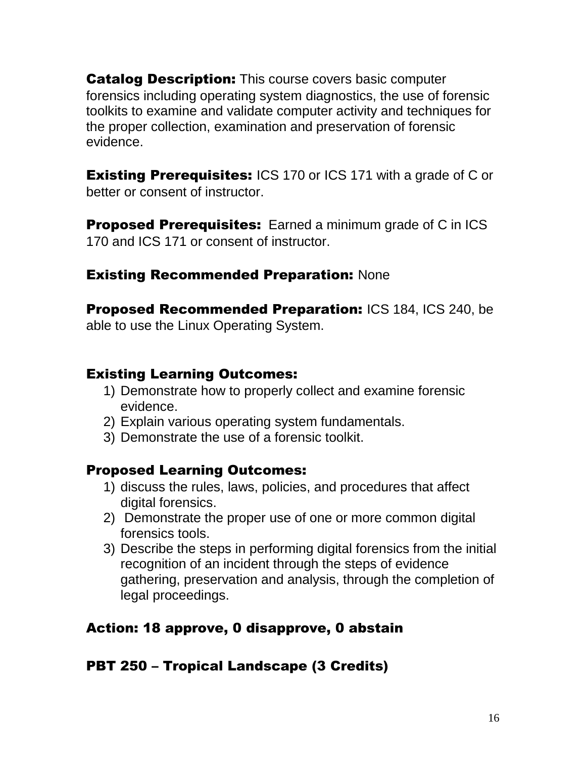**Catalog Description:** This course covers basic computer forensics including operating system diagnostics, the use of forensic toolkits to examine and validate computer activity and techniques for the proper collection, examination and preservation of forensic evidence.

**Existing Prerequisites:** ICS 170 or ICS 171 with a grade of C or better or consent of instructor.

**Proposed Prerequisites:** Earned a minimum grade of C in ICS 170 and ICS 171 or consent of instructor.

**Existing Recommended Preparation:** None

**Proposed Recommended Preparation:** ICS 184, ICS 240, be able to use the Linux Operating System.

**Existing Learning Outcomes:**

1) Demonstrate how to properly collect and examine forensic evidence.
2) Explain various operating system fundamentals.
3) Demonstrate the use of a forensic toolkit.

**Proposed Learning Outcomes:**

1) discuss the rules, laws, policies, and procedures that affect digital forensics.
2) Demonstrate the proper use of one or more common digital forensics tools.
3) Describe the steps in performing digital forensics from the initial recognition of an incident through the steps of evidence gathering, preservation and analysis, through the completion of legal proceedings.

**Action: 18 approve, 0 disapprove, 0 abstain**

**PBT 250 – Tropical Landscape (3 Credits)**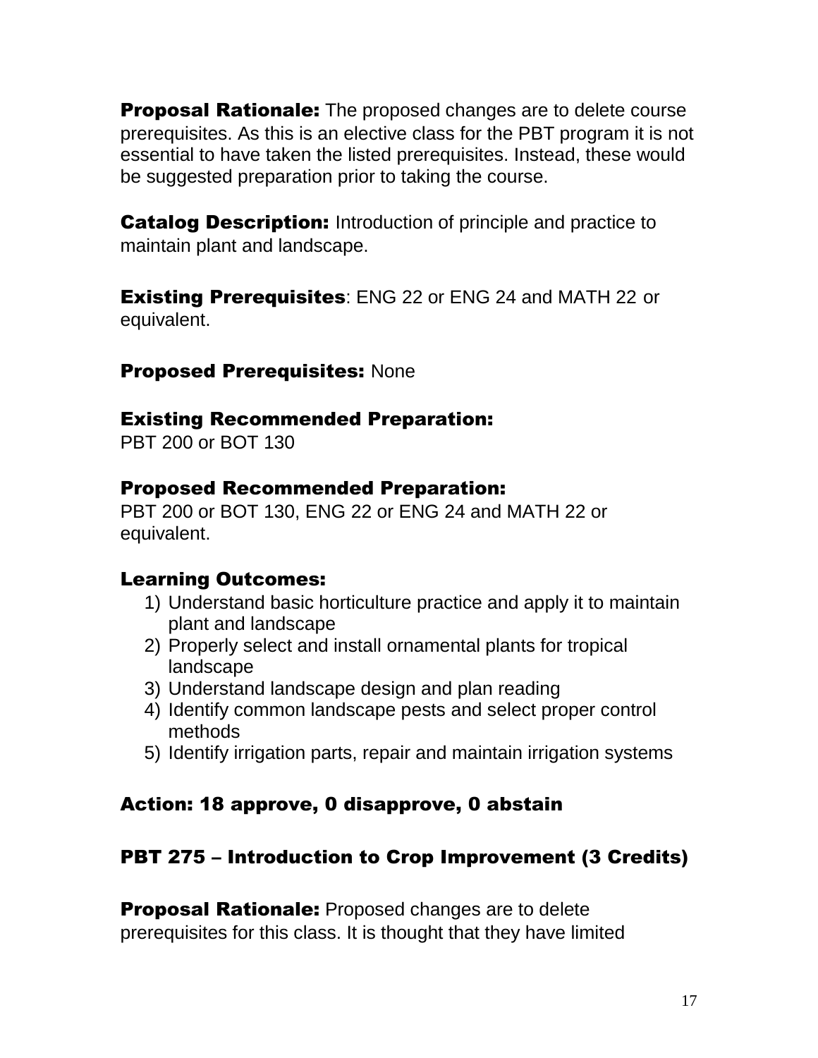**Proposal Rationale:** The proposed changes are to delete course prerequisites. As this is an elective class for the PBT program it is not essential to have taken the listed prerequisites. Instead, these would be suggested preparation prior to taking the course.

**Catalog Description:** Introduction of principle and practice to maintain plant and landscape.

**Existing Prerequisites**: ENG 22 or ENG 24 and MATH 22 or equivalent.

**Proposed Prerequisites:** None

**Existing Recommended Preparation:**
PBT 200 or BOT 130

**Proposed Recommended Preparation:**
PBT 200 or BOT 130, ENG 22 or ENG 24 and MATH 22 or equivalent.

**Learning Outcomes:**

1) Understand basic horticulture practice and apply it to maintain plant and landscape
2) Properly select and install ornamental plants for tropical landscape
3) Understand landscape design and plan reading
4) Identify common landscape pests and select proper control methods
5) Identify irrigation parts, repair and maintain irrigation systems

**Action: 18 approve, 0 disapprove, 0 abstain**

## PBT 275 – Introduction to Crop Improvement (3 Credits)

**Proposal Rationale:** Proposed changes are to delete prerequisites for this class. It is thought that they have limited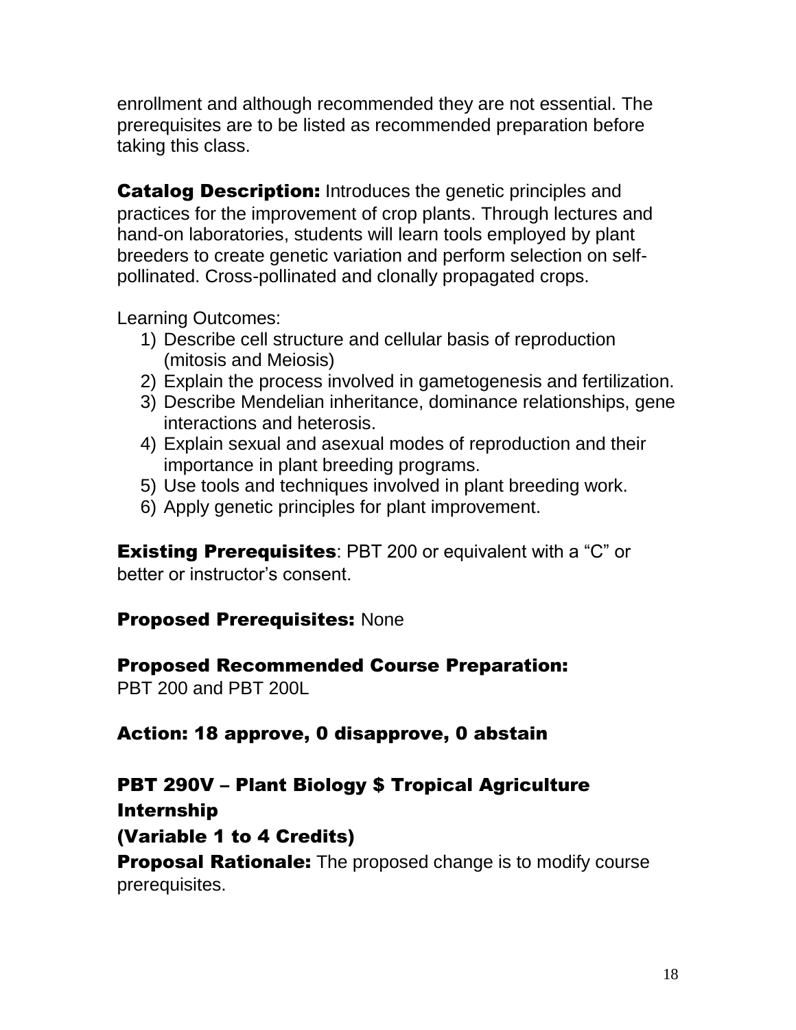enrollment and although recommended they are not essential. The prerequisites are to be listed as recommended preparation before taking this class.

**Catalog Description:** Introduces the genetic principles and practices for the improvement of crop plants. Through lectures and hand-on laboratories, students will learn tools employed by plant breeders to create genetic variation and perform selection on self-pollinated. Cross-pollinated and clonally propagated crops.

Learning Outcomes:

1) Describe cell structure and cellular basis of reproduction (mitosis and Meiosis)
2) Explain the process involved in gametogenesis and fertilization.
3) Describe Mendelian inheritance, dominance relationships, gene interactions and heterosis.
4) Explain sexual and asexual modes of reproduction and their importance in plant breeding programs.
5) Use tools and techniques involved in plant breeding work.
6) Apply genetic principles for plant improvement.

**Existing Prerequisites**: PBT 200 or equivalent with a "C" or better or instructor's consent.

**Proposed Prerequisites:** None

**Proposed Recommended Course Preparation:**
PBT 200 and PBT 200L

**Action: 18 approve, 0 disapprove, 0 abstain**

## PBT 290V – Plant Biology $ Tropical Agriculture Internship
## (Variable 1 to 4 Credits)

**Proposal Rationale:** The proposed change is to modify course prerequisites.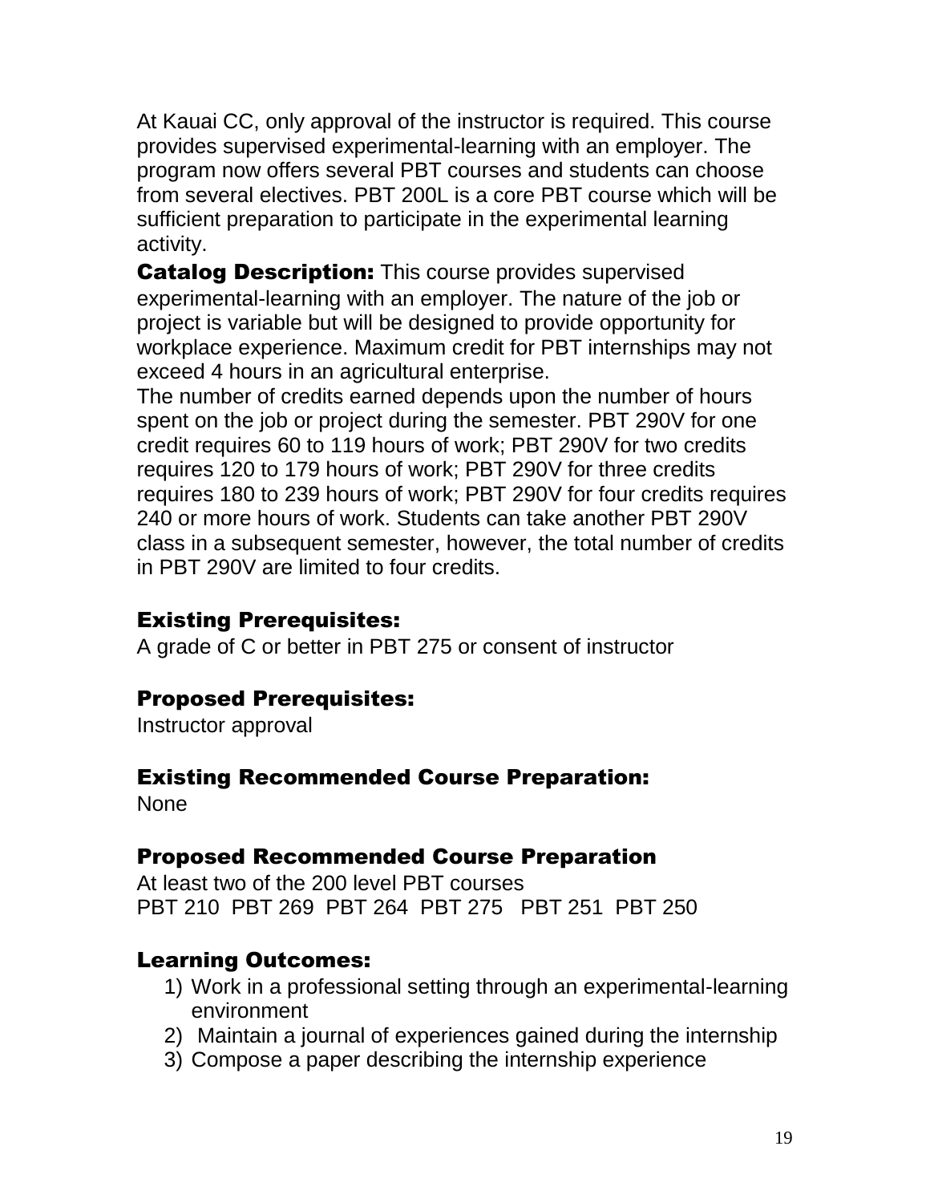At Kauai CC, only approval of the instructor is required. This course provides supervised experimental-learning with an employer. The program now offers several PBT courses and students can choose from several electives. PBT 200L is a core PBT course which will be sufficient preparation to participate in the experimental learning activity.

**Catalog Description:** This course provides supervised experimental-learning with an employer. The nature of the job or project is variable but will be designed to provide opportunity for workplace experience. Maximum credit for PBT internships may not exceed 4 hours in an agricultural enterprise.

The number of credits earned depends upon the number of hours spent on the job or project during the semester. PBT 290V for one credit requires 60 to 119 hours of work; PBT 290V for two credits requires 120 to 179 hours of work; PBT 290V for three credits requires 180 to 239 hours of work; PBT 290V for four credits requires 240 or more hours of work. Students can take another PBT 290V class in a subsequent semester, however, the total number of credits in PBT 290V are limited to four credits.

### Existing Prerequisites:

A grade of C or better in PBT 275 or consent of instructor

### Proposed Prerequisites:

Instructor approval

### Existing Recommended Course Preparation:

None

### Proposed Recommended Course Preparation

At least two of the 200 level PBT courses
PBT 210 PBT 269 PBT 264 PBT 275 PBT 251 PBT 250

### Learning Outcomes:

1) Work in a professional setting through an experimental-learning environment
2) Maintain a journal of experiences gained during the internship
3) Compose a paper describing the internship experience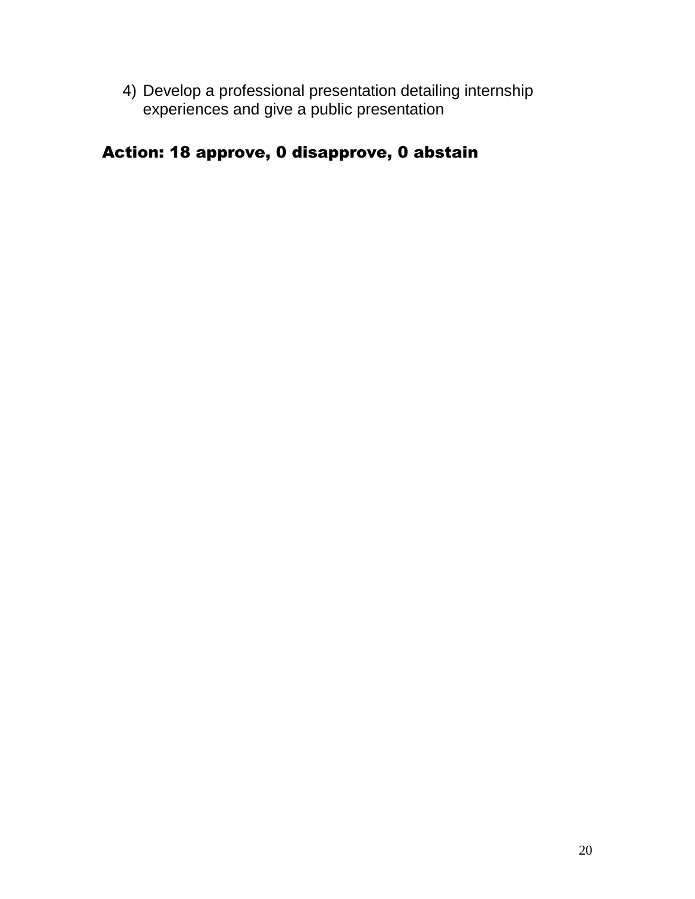4) Develop a professional presentation detailing internship experiences and give a public presentation

**Action: 18 approve, 0 disapprove, 0 abstain**